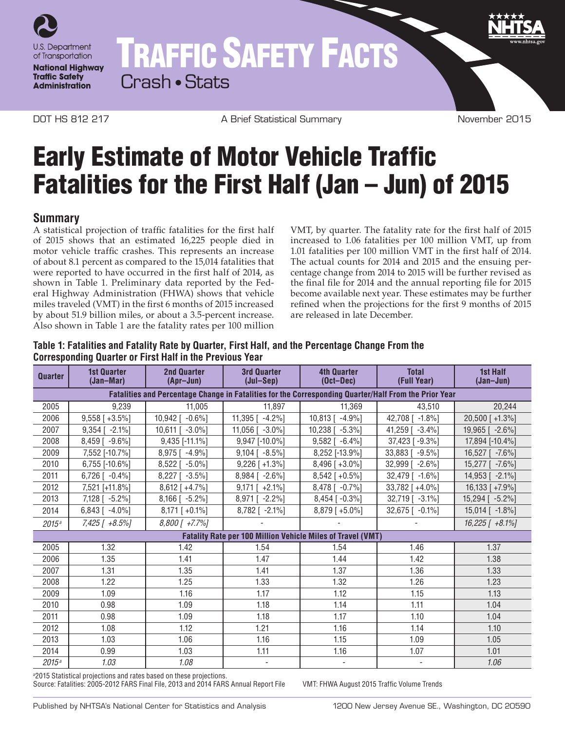U.S. Department of Transportation

**National Highway Traffic Safety Administration**

# TRAFFIC SAFETY FACTS

Crash • Stats

DOT HS 812 217 — A Brief Statistical Summary — November 2015

# Early Estimate of Motor Vehicle Traffic Fatalities for the First Half (Jan – Jun) of 2015

## Summary

A statistical projection of traffic fatalities for the first half of 2015 shows that an estimated 16,225 people died in motor vehicle traffic crashes. This represents an increase of about 8.1 percent as compared to the 15,014 fatalities that were reported to have occurred in the first half of 2014, as shown in Table 1. Preliminary data reported by the Federal Highway Administration (FHWA) shows that vehicle miles traveled (VMT) in the first 6 months of 2015 increased by about 51.9 billion miles, or about a 3.5-percent increase. Also shown in Table 1 are the fatality rates per 100 million VMT, by quarter. The fatality rate for the first half of 2015 increased to 1.06 fatalities per 100 million VMT, up from 1.01 fatalities per 100 million VMT in the first half of 2014. The actual counts for 2014 and 2015 and the ensuing percentage change from 2014 to 2015 will be further revised as the final file for 2014 and the annual reporting file for 2015 become available next year. These estimates may be further refined when the projections for the first 9 months of 2015 are released in late December.

**Table 1: Fatalities and Fatality Rate by Quarter, First Half, and the Percentage Change From the Corresponding Quarter or First Half in the Previous Year**

| Quarter | 1st Quarter (Jan–Mar) | 2nd Quarter (Apr–Jun) | 3rd Quarter (Jul–Sep) | 4th Quarter (Oct–Dec) | Total (Full Year) | 1st Half (Jan–Jun) |
|---|---|---|---|---|---|---|
| **Fatalities and Percentage Change in Fatalities for the Corresponding Quarter/Half From the Prior Year** | | | | | | |
| 2005 | 9,239 | 11,005 | 11,897 | 11,369 | 43,510 | 20,244 |
| 2006 | 9,558 [ +3.5%] | 10,942 [ -0.6%] | 11,395 [ -4.2%] | 10,813 [ -4.9%] | 42,708 [ -1.8%] | 20,500 [ +1.3%] |
| 2007 | 9,354 [ -2.1%] | 10,611 [ -3.0%] | 11,056 [ -3.0%] | 10,238 [ -5.3%] | 41,259 [ -3.4%] | 19,965 [ -2.6%] |
| 2008 | 8,459 [ -9.6%] | 9,435 [-11.1%] | 9,947 [-10.0%] | 9,582 [ -6.4%] | 37,423 [ -9.3%] | 17,894 [-10.4%] |
| 2009 | 7,552 [-10.7%] | 8,975 [ -4.9%] | 9,104 [ -8.5%] | 8,252 [-13.9%] | 33,883 [ -9.5%] | 16,527 [ -7.6%] |
| 2010 | 6,755 [-10.6%] | 8,522 [ -5.0%] | 9,226 [ +1.3%] | 8,496 [ +3.0%] | 32,999 [ -2.6%] | 15,277 [ -7.6%] |
| 2011 | 6,726 [ -0.4%] | 8,227 [ -3.5%] | 8,984 [ -2.6%] | 8,542 [ +0.5%] | 32,479 [ -1.6%] | 14,953 [ -2.1%] |
| 2012 | 7,521 [+11.8%] | 8,612 [ +4.7%] | 9,171 [ +2.1%] | 8,478 [ -0.7%] | 33,782 [ +4.0%] | 16,133 [ +7.9%] |
| 2013 | 7,128 [ -5.2%] | 8,166 [ -5.2%] | 8,971 [ -2.2%] | 8,454 [ -0.3%] | 32,719 [ -3.1%] | 15,294 [ -5.2%] |
| 2014 | 6,843 [ -4.0%] | 8,171 [ +0.1%] | 8,782 [ -2.1%] | 8,879 [ +5.0%] | 32,675 [ -0.1%] | 15,014 [ -1.8%] |
| *2015[a]* | *7,425 [ +8.5%]* | *8,800 [ +7.7%]* | - | - | - | *16,225 [ +8.1%]* |
| **Fatality Rate per 100 Million Vehicle Miles of Travel (VMT)** | | | | | | |
| 2005 | 1.32 | 1.42 | 1.54 | 1.54 | 1.46 | 1.37 |
| 2006 | 1.35 | 1.41 | 1.47 | 1.44 | 1.42 | 1.38 |
| 2007 | 1.31 | 1.35 | 1.41 | 1.37 | 1.36 | 1.33 |
| 2008 | 1.22 | 1.25 | 1.33 | 1.32 | 1.26 | 1.23 |
| 2009 | 1.09 | 1.16 | 1.17 | 1.12 | 1.15 | 1.13 |
| 2010 | 0.98 | 1.09 | 1.18 | 1.14 | 1.11 | 1.04 |
| 2011 | 0.98 | 1.09 | 1.18 | 1.17 | 1.10 | 1.04 |
| 2012 | 1.08 | 1.12 | 1.21 | 1.16 | 1.14 | 1.10 |
| 2013 | 1.03 | 1.06 | 1.16 | 1.15 | 1.09 | 1.05 |
| 2014 | 0.99 | 1.03 | 1.11 | 1.16 | 1.07 | 1.01 |
| *2015[a]* | *1.03* | *1.08* | - | - | - | *1.06* |

[a]2015 Statistical projections and rates based on these projections.

Source: Fatalities: 2005-2012 FARS Final File, 2013 and 2014 FARS Annual Report File  VMT: FHWA August 2015 Traffic Volume Trends

Published by NHTSA's National Center for Statistics and Analysis  1200 New Jersey Avenue SE., Washington, DC 20590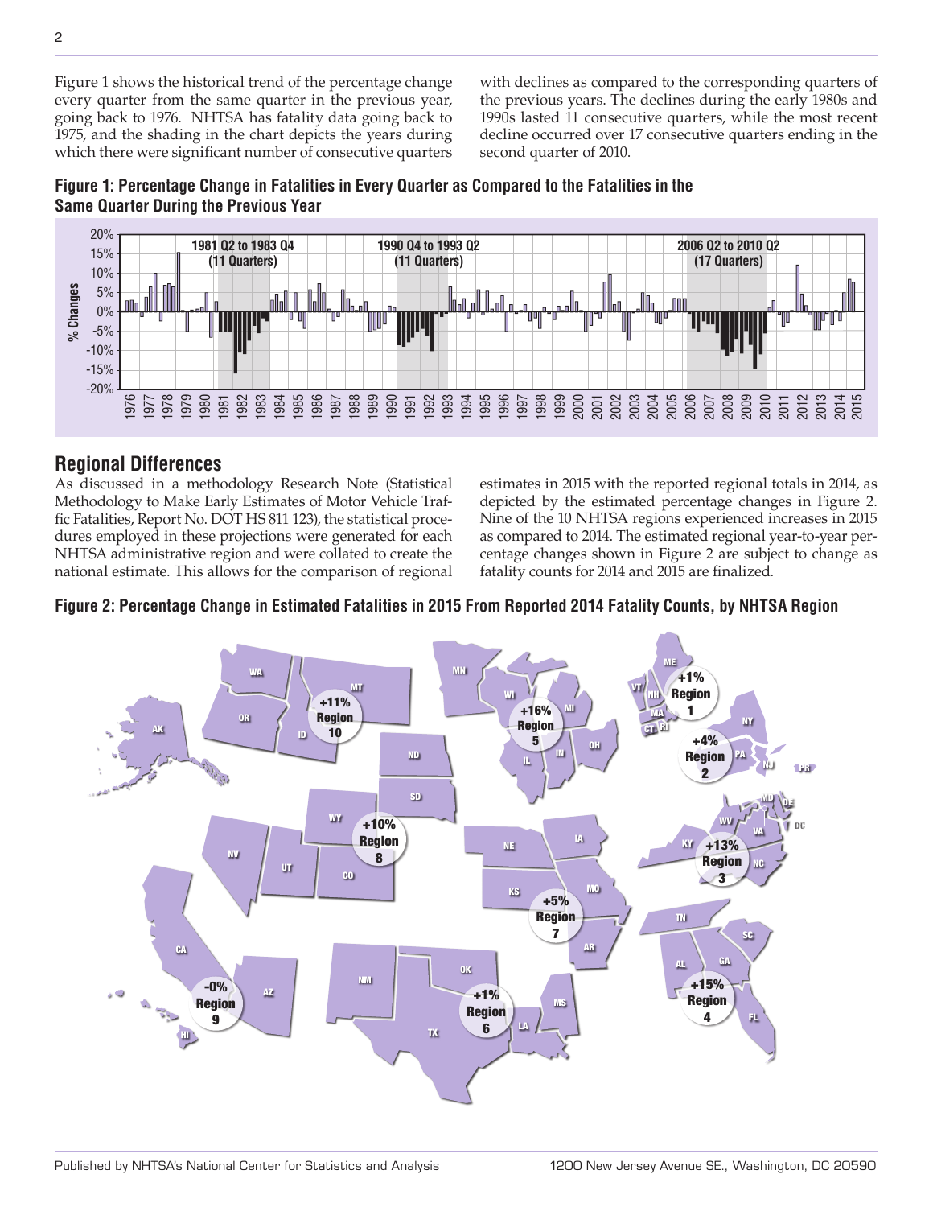Figure 1 shows the historical trend of the percentage change every quarter from the same quarter in the previous year, going back to 1976. NHTSA has fatality data going back to 1975, and the shading in the chart depicts the years during which there were significant number of consecutive quarters with declines as compared to the corresponding quarters of the previous years. The declines during the early 1980s and 1990s lasted 11 consecutive quarters, while the most recent decline occurred over 17 consecutive quarters ending in the second quarter of 2010.

**Figure 1: Percentage Change in Fatalities in Every Quarter as Compared to the Fatalities in the Same Quarter During the Previous Year**

## Regional Differences

As discussed in a methodology Research Note (Statistical Methodology to Make Early Estimates of Motor Vehicle Traffic Fatalities, Report No. DOT HS 811 123), the statistical procedures employed in these projections were generated for each NHTSA administrative region and were collated to create the national estimate. This allows for the comparison of regional estimates in 2015 with the reported regional totals in 2014, as depicted by the estimated percentage changes in Figure 2. Nine of the 10 NHTSA regions experienced increases in 2015 as compared to 2014. The estimated regional year-to-year percentage changes shown in Figure 2 are subject to change as fatality counts for 2014 and 2015 are finalized.

**Figure 2: Percentage Change in Estimated Fatalities in 2015 From Reported 2014 Fatality Counts, by NHTSA Region**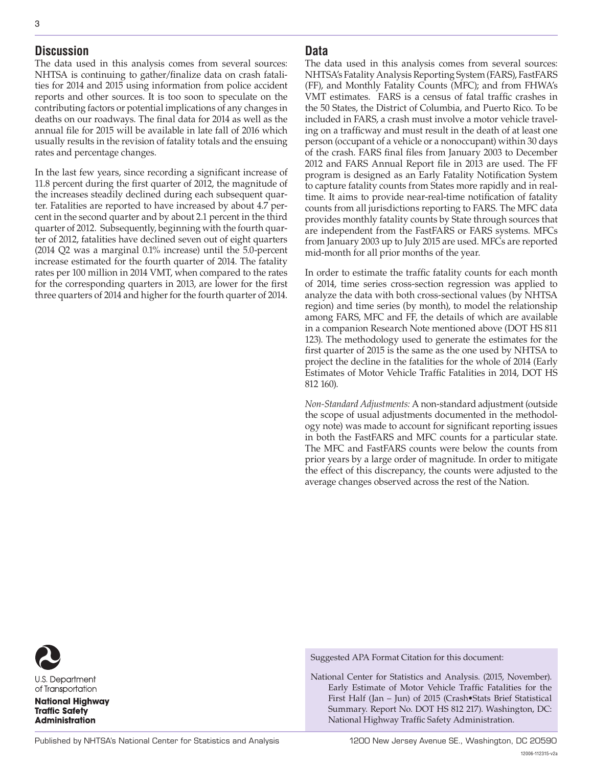## Discussion

The data used in this analysis comes from several sources: NHTSA is continuing to gather/finalize data on crash fatalities for 2014 and 2015 using information from police accident reports and other sources. It is too soon to speculate on the contributing factors or potential implications of any changes in deaths on our roadways. The final data for 2014 as well as the annual file for 2015 will be available in late fall of 2016 which usually results in the revision of fatality totals and the ensuing rates and percentage changes.

In the last few years, since recording a significant increase of 11.8 percent during the first quarter of 2012, the magnitude of the increases steadily declined during each subsequent quarter. Fatalities are reported to have increased by about 4.7 percent in the second quarter and by about 2.1 percent in the third quarter of 2012. Subsequently, beginning with the fourth quarter of 2012, fatalities have declined seven out of eight quarters (2014 Q2 was a marginal 0.1% increase) until the 5.0-percent increase estimated for the fourth quarter of 2014. The fatality rates per 100 million in 2014 VMT, when compared to the rates for the corresponding quarters in 2013, are lower for the first three quarters of 2014 and higher for the fourth quarter of 2014.

## Data

The data used in this analysis comes from several sources: NHTSA's Fatality Analysis Reporting System (FARS), FastFARS (FF), and Monthly Fatality Counts (MFC); and from FHWA's VMT estimates. FARS is a census of fatal traffic crashes in the 50 States, the District of Columbia, and Puerto Rico. To be included in FARS, a crash must involve a motor vehicle traveling on a trafficway and must result in the death of at least one person (occupant of a vehicle or a nonoccupant) within 30 days of the crash. FARS final files from January 2003 to December 2012 and FARS Annual Report file in 2013 are used. The FF program is designed as an Early Fatality Notification System to capture fatality counts from States more rapidly and in real-time. It aims to provide near-real-time notification of fatality counts from all jurisdictions reporting to FARS. The MFC data provides monthly fatality counts by State through sources that are independent from the FastFARS or FARS systems. MFCs from January 2003 up to July 2015 are used. MFCs are reported mid-month for all prior months of the year.

In order to estimate the traffic fatality counts for each month of 2014, time series cross-section regression was applied to analyze the data with both cross-sectional values (by NHTSA region) and time series (by month), to model the relationship among FARS, MFC and FF, the details of which are available in a companion Research Note mentioned above (DOT HS 811 123). The methodology used to generate the estimates for the first quarter of 2015 is the same as the one used by NHTSA to project the decline in the fatalities for the whole of 2014 (Early Estimates of Motor Vehicle Traffic Fatalities in 2014, DOT HS 812 160).

*Non-Standard Adjustments:* A non-standard adjustment (outside the scope of usual adjustments documented in the methodology note) was made to account for significant reporting issues in both the FastFARS and MFC counts for a particular state. The MFC and FastFARS counts were below the counts from prior years by a large order of magnitude. In order to mitigate the effect of this discrepancy, the counts were adjusted to the average changes observed across the rest of the Nation.

U.S. Department of Transportation

**National Highway Traffic Safety Administration**

Suggested APA Format Citation for this document:

National Center for Statistics and Analysis. (2015, November). Early Estimate of Motor Vehicle Traffic Fatalities for the First Half (Jan – Jun) of 2015 (Crash•Stats Brief Statistical Summary. Report No. DOT HS 812 217). Washington, DC: National Highway Traffic Safety Administration.

Published by NHTSA's National Center for Statistics and Analysis    1200 New Jersey Avenue SE., Washington, DC 20590

12006-112315-v2a